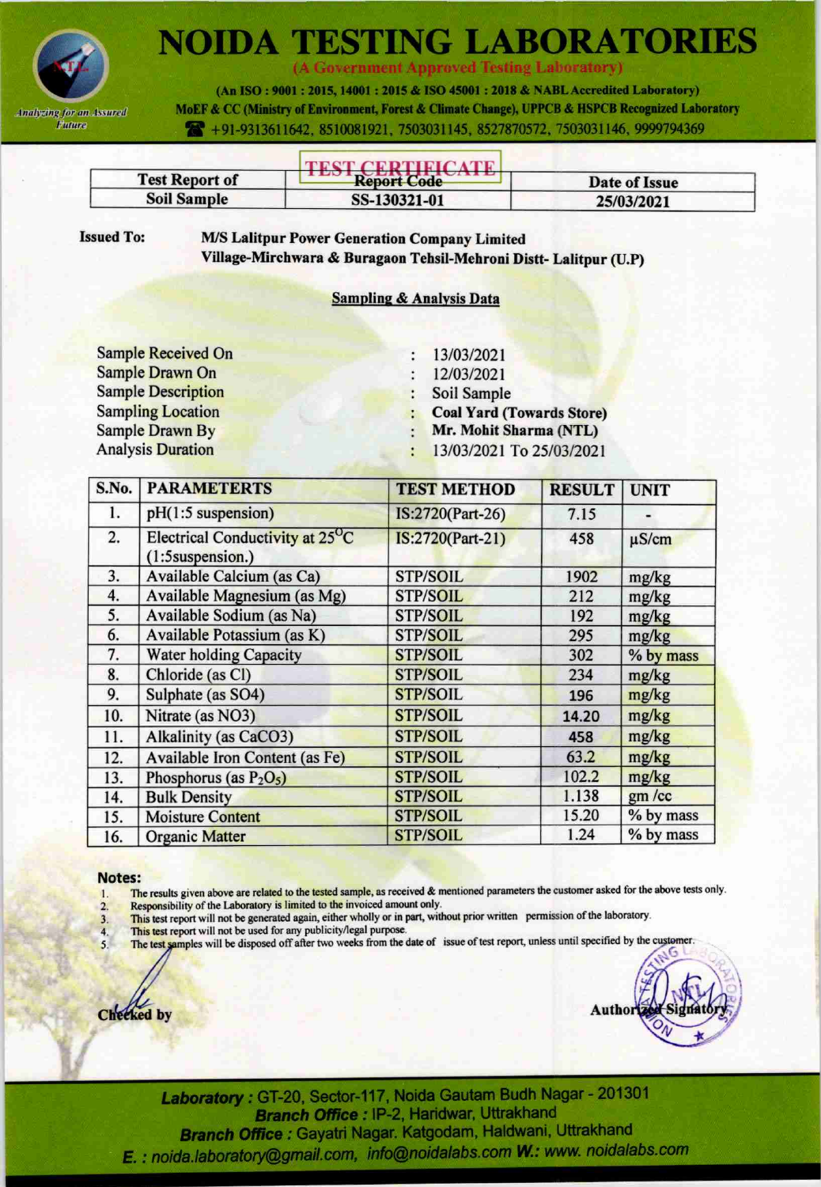# NOIDA TESTING LABORATORIES

(A Government Approved Testing Laboratory)

(An ISO : 9001 : 2015, 14001 : 2015 & ISO 45001 : 2018 & NABL Accredited Laboratory)

MoEF & CC (Ministry of Environment, Forest & Climate Change), UPPCB & HSPCB Recognized Laboratory

☎ +91-9313611642, 8510081921, 7503031145, 8527870572, 7503031146, 9999794369

Analyzing for an Assured Future

## TEST CERTIFICATE

| Test Report of | Report Code | Date of Issue |
|---|---|---|
| Soil Sample | SS-130321-01 | 25/03/2021 |

**Issued To:** **M/S Lalitpur Power Generation Company Limited**
**Village-Mirchwara & Buragaon Tehsil-Mehroni Distt- Lalitpur (U.P)**

**Sampling & Analysis Data**

| | | |
|---|---|---|
| Sample Received On | : | 13/03/2021 |
| Sample Drawn On | : | 12/03/2021 |
| Sample Description | : | Soil Sample |
| Sampling Location | : | **Coal Yard (Towards Store)** |
| Sample Drawn By | : | **Mr. Mohit Sharma (NTL)** |
| Analysis Duration | : | 13/03/2021 To 25/03/2021 |

| S.No. | PARAMETERTS | TEST METHOD | RESULT | UNIT |
|---|---|---|---|---|
| 1. | pH(1:5 suspension) | IS:2720(Part-26) | 7.15 | - |
| 2. | Electrical Conductivity at 25$^{0}$C (1:5suspension.) | IS:2720(Part-21) | 458 | µS/cm |
| 3. | Available Calcium (as Ca) | STP/SOIL | 1902 | mg/kg |
| 4. | Available Magnesium (as Mg) | STP/SOIL | 212 | mg/kg |
| 5. | Available Sodium (as Na) | STP/SOIL | 192 | mg/kg |
| 6. | Available Potassium (as K) | STP/SOIL | 295 | mg/kg |
| 7. | Water holding Capacity | STP/SOIL | 302 | % by mass |
| 8. | Chloride (as Cl) | STP/SOIL | 234 | mg/kg |
| 9. | Sulphate (as SO4) | STP/SOIL | 196 | mg/kg |
| 10. | Nitrate (as NO3) | STP/SOIL | 14.20 | mg/kg |
| 11. | Alkalinity (as CaCO3) | STP/SOIL | 458 | mg/kg |
| 12. | Available Iron Content (as Fe) | STP/SOIL | 63.2 | mg/kg |
| 13. | Phosphorus (as $P_2O_5$) | STP/SOIL | 102.2 | mg/kg |
| 14. | Bulk Density | STP/SOIL | 1.138 | gm /cc |
| 15. | Moisture Content | STP/SOIL | 15.20 | % by mass |
| 16. | Organic Matter | STP/SOIL | 1.24 | % by mass |

**Notes:**

1. The results given above are related to the tested sample, as received & mentioned parameters the customer asked for the above tests only.
2. Responsibility of the Laboratory is limited to the invoiced amount only.
3. This test report will not be generated again, either wholly or in part, without prior written permission of the laboratory.
4. This test report will not be used for any publicity/legal purpose.
5. The test samples will be disposed off after two weeks from the date of issue of test report, unless until specified by the customer.

Checked by

Authorized Signatory

***Laboratory :*** GT-20, Sector-117, Noida Gautam Budh Nagar - 201301
***Branch Office :*** IP-2, Haridwar, Uttrakhand
***Branch Office :*** Gayatri Nagar. Katgodam, Haldwani, Uttrakhand
***E. :*** *noida.laboratory@gmail.com, info@noidalabs.com* ***W.:*** *www. noidalabs.com*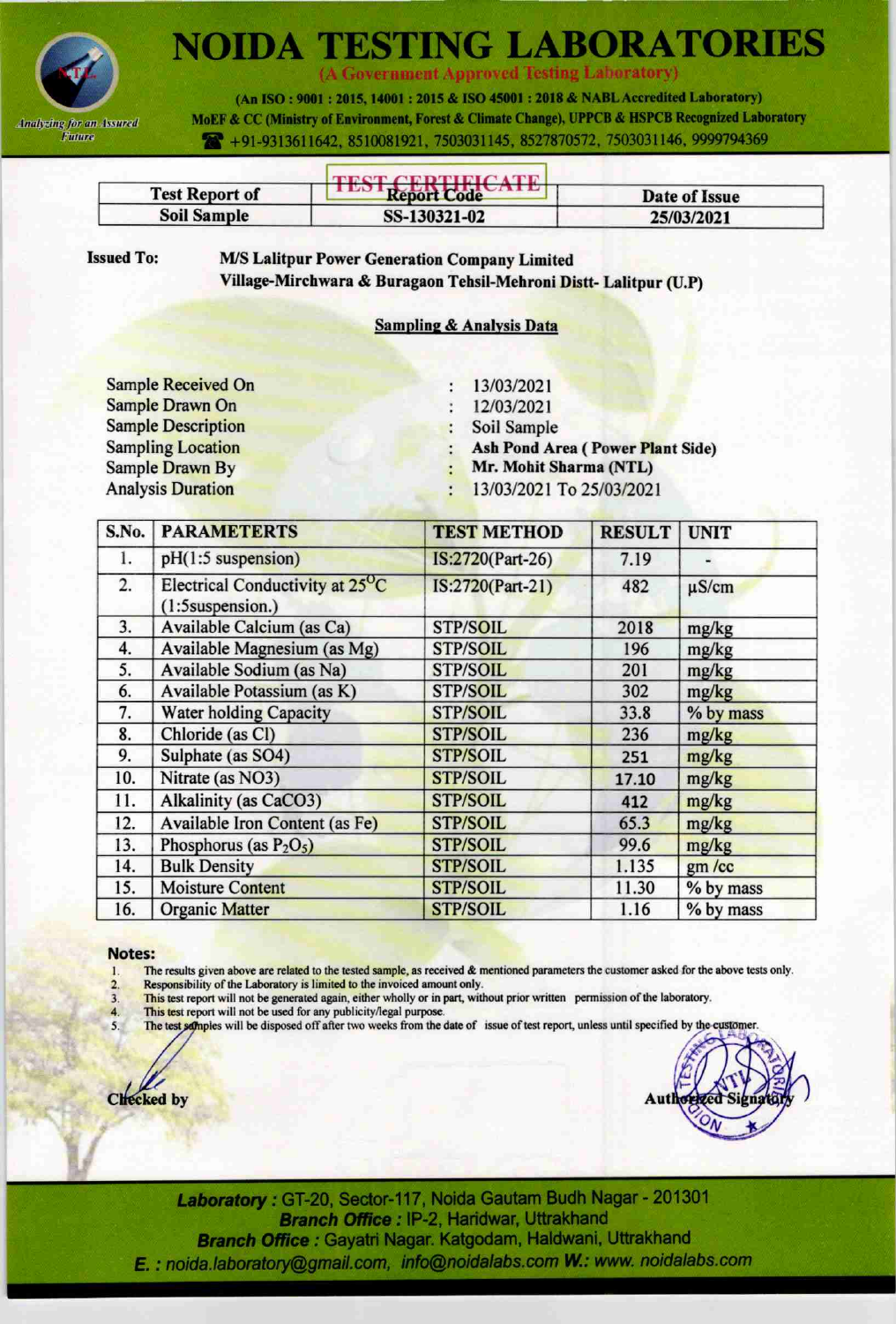# NOIDA TESTING LABORATORIES

(A Government Approved Testing Laboratory)

(An ISO : 9001 : 2015, 14001 : 2015 & ISO 45001 : 2018 & NABL Accredited Laboratory)

MoEF & CC (Ministry of Environment, Forest & Climate Change), UPPCB & HSPCB Recognized Laboratory

+91-9313611642, 8510081921, 7503031145, 8527870572, 7503031146, 9999794369

*Analyzing for an Assured Future*

## TEST CERTIFICATE

| Test Report of | Report Code | Date of Issue |
|---|---|---|
| Soil Sample | SS-130321-02 | 25/03/2021 |

**Issued To:** **M/S Lalitpur Power Generation Company Limited**
**Village-Mirchwara & Buragaon Tehsil-Mehroni Distt- Lalitpur (U.P)**

### Sampling & Analysis Data

| | | |
|---|---|---|
| Sample Received On | : | 13/03/2021 |
| Sample Drawn On | : | 12/03/2021 |
| Sample Description | : | Soil Sample |
| Sampling Location | : | **Ash Pond Area ( Power Plant Side)** |
| Sample Drawn By | : | **Mr. Mohit Sharma (NTL)** |
| Analysis Duration | : | 13/03/2021 To 25/03/2021 |

| S.No. | PARAMETERTS | TEST METHOD | RESULT | UNIT |
|---|---|---|---|---|
| 1. | pH(1:5 suspension) | IS:2720(Part-26) | 7.19 | - |
| 2. | Electrical Conductivity at 25°C (1:5suspension.) | IS:2720(Part-21) | 482 | µS/cm |
| 3. | Available Calcium (as Ca) | STP/SOIL | 2018 | mg/kg |
| 4. | Available Magnesium (as Mg) | STP/SOIL | 196 | mg/kg |
| 5. | Available Sodium (as Na) | STP/SOIL | 201 | mg/kg |
| 6. | Available Potassium (as K) | STP/SOIL | 302 | mg/kg |
| 7. | Water holding Capacity | STP/SOIL | 33.8 | % by mass |
| 8. | Chloride (as Cl) | STP/SOIL | 236 | mg/kg |
| 9. | Sulphate (as SO4) | STP/SOIL | 251 | mg/kg |
| 10. | Nitrate (as NO3) | STP/SOIL | 17.10 | mg/kg |
| 11. | Alkalinity (as CaCO3) | STP/SOIL | 412 | mg/kg |
| 12. | Available Iron Content (as Fe) | STP/SOIL | 65.3 | mg/kg |
| 13. | Phosphorus (as $P_2O_5$) | STP/SOIL | 99.6 | mg/kg |
| 14. | Bulk Density | STP/SOIL | 1.135 | gm /cc |
| 15. | Moisture Content | STP/SOIL | 11.30 | % by mass |
| 16. | Organic Matter | STP/SOIL | 1.16 | % by mass |

**Notes:**

1. The results given above are related to the tested sample, as received & mentioned parameters the customer asked for the above tests only.
2. Responsibility of the Laboratory is limited to the invoiced amount only.
3. This test report will not be generated again, either wholly or in part, without prior written permission of the laboratory.
4. This test report will not be used for any publicity/legal purpose.
5. The test samples will be disposed off after two weeks from the date of issue of test report, unless until specified by the customer.

**Checked by** **Authorized Signatory**

***Laboratory :*** GT-20, Sector-117, Noida Gautam Budh Nagar - 201301
***Branch Office :*** IP-2, Haridwar, Uttrakhand
***Branch Office :*** Gayatri Nagar. Katgodam, Haldwani, Uttrakhand
***E. :*** *noida.laboratory@gmail.com, info@noidalabs.com* ***W.:*** *www. noidalabs.com*